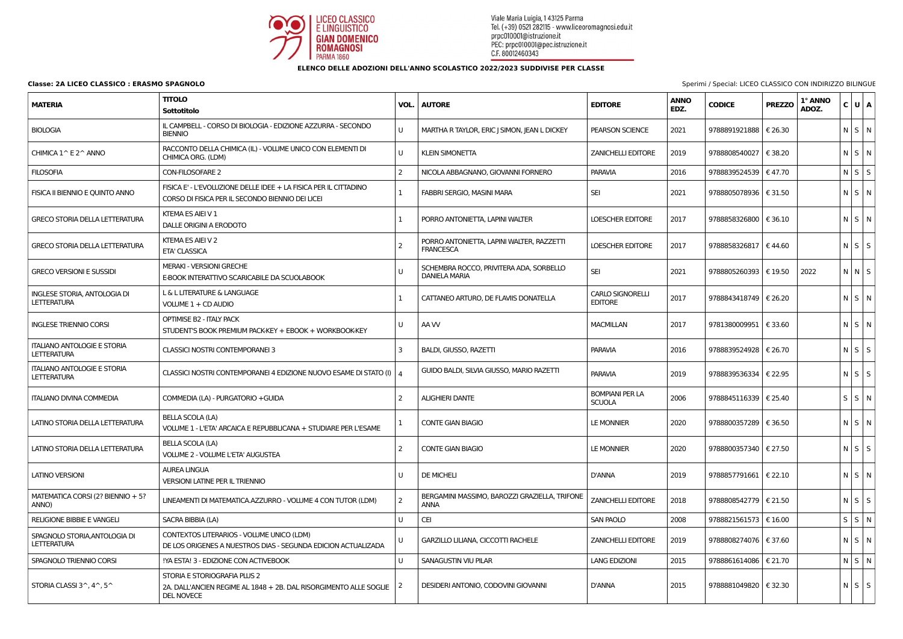LICEO CLASSICO E LINGUISTICO GIAN DOMENICO ROMAGNOSI PARMA 1860

Viale Maria Luigia, 1 43125 Parma
Tel. (+39) 0521 282115 - www.liceoromagnosi.edu.it
prpc010001@istruzione.it
PEC: prpc010001@pec.istruzione.it
C.F. 80012460343

**ELENCO DELLE ADOZIONI DELL'ANNO SCOLASTICO 2022/2023 SUDDIVISE PER CLASSE**

**Classe: 2A LICEO CLASSICO : ERASMO SPAGNOLO**

Sperimi / Special: LICEO CLASSICO CON INDIRIZZO BILINGUE

| MATERIA | TITOLO Sottotitolo | VOL. | AUTORE | EDITORE | ANNO EDZ. | CODICE | PREZZO | 1° ANNO ADOZ. | C | U | A |
|---|---|---|---|---|---|---|---|---|---|---|---|
| BIOLOGIA | IL CAMPBELL - CORSO DI BIOLOGIA - EDIZIONE AZZURRA - SECONDO BIENNIO | U | MARTHA R TAYLOR, ERIC J SIMON, JEAN L DICKEY | PEARSON SCIENCE | 2021 | 9788891921888 | € 26.30 | | N | S | N |
| CHIMICA 1^ E 2^ ANNO | RACCONTO DELLA CHIMICA (IL) - VOLUME UNICO CON ELEMENTI DI CHIMICA ORG. (LDM) | U | KLEIN SIMONETTA | ZANICHELLI EDITORE | 2019 | 9788808540027 | € 38.20 | | N | S | N |
| FILOSOFIA | CON-FILOSOFARE 2 | 2 | NICOLA ABBAGNANO, GIOVANNI FORNERO | PARAVIA | 2016 | 9788839524539 | € 47.70 | | N | S | S |
| FISICA II BIENNIO E QUINTO ANNO | FISICA E' - L'EVOLUZIONE DELLE IDEE + LA FISICA PER IL CITTADINO CORSO DI FISICA PER IL SECONDO BIENNIO DEI LICEI | 1 | FABBRI SERGIO, MASINI MARA | SEI | 2021 | 9788805078936 | € 31.50 | | N | S | N |
| GRECO STORIA DELLA LETTERATURA | KTEMA ES AIEI V 1 DALLE ORIGINI A ERODOTO | 1 | PORRO ANTONIETTA, LAPINI WALTER | LOESCHER EDITORE | 2017 | 9788858326800 | € 36.10 | | N | S | N |
| GRECO STORIA DELLA LETTERATURA | KTEMA ES AIEI V 2 ETA' CLASSICA | 2 | PORRO ANTONIETTA, LAPINI WALTER, RAZZETTI FRANCESCA | LOESCHER EDITORE | 2017 | 9788858326817 | € 44.60 | | N | S | S |
| GRECO VERSIONI E SUSSIDI | MERAKI - VERSIONI GRECHE E-BOOK INTERATTIVO SCARICABILE DA SCUOLABOOK | U | SCHEMBRA ROCCO, PRIVITERA ADA, SORBELLO DANIELA MARIA | SEI | 2021 | 9788805260393 | € 19.50 | 2022 | N | N | S |
| INGLESE STORIA, ANTOLOGIA DI LETTERATURA | L & L LITERATURE & LANGUAGE VOLUME 1 + CD AUDIO | 1 | CATTANEO ARTURO, DE FLAVIIS DONATELLA | CARLO SIGNORELLI EDITORE | 2017 | 9788843418749 | € 26.20 | | N | S | N |
| INGLESE TRIENNIO CORSI | OPTIMISE B2 - ITALY PACK STUDENT'S BOOK PREMIUM PACK-KEY + EBOOK + WORKBOOK-KEY | U | AA VV | MACMILLAN | 2017 | 9781380009951 | € 33.60 | | N | S | N |
| ITALIANO ANTOLOGIE E STORIA LETTERATURA | CLASSICI NOSTRI CONTEMPORANEI 3 | 3 | BALDI, GIUSSO, RAZETTI | PARAVIA | 2016 | 9788839524928 | € 26.70 | | N | S | S |
| ITALIANO ANTOLOGIE E STORIA LETTERATURA | CLASSICI NOSTRI CONTEMPORANEI 4 EDIZIONE NUOVO ESAME DI STATO (I) | 4 | GUIDO BALDI, SILVIA GIUSSO, MARIO RAZETTI | PARAVIA | 2019 | 9788839536334 | € 22.95 | | N | S | S |
| ITALIANO DIVINA COMMEDIA | COMMEDIA (LA) - PURGATORIO +GUIDA | 2 | ALIGHIERI DANTE | BOMPIANI PER LA SCUOLA | 2006 | 9788845116339 | € 25.40 | | S | S | N |
| LATINO STORIA DELLA LETTERATURA | BELLA SCOLA (LA) VOLUME 1 - L'ETA' ARCAICA E REPUBBLICANA + STUDIARE PER L'ESAME | 1 | CONTE GIAN BIAGIO | LE MONNIER | 2020 | 9788800357289 | € 36.50 | | N | S | N |
| LATINO STORIA DELLA LETTERATURA | BELLA SCOLA (LA) VOLUME 2 - VOLUME L'ETA' AUGUSTEA | 2 | CONTE GIAN BIAGIO | LE MONNIER | 2020 | 9788800357340 | € 27.50 | | N | S | S |
| LATINO VERSIONI | AUREA LINGUA VERSIONI LATINE PER IL TRIENNIO | U | DE MICHELI | D'ANNA | 2019 | 9788857791661 | € 22.10 | | N | S | N |
| MATEMATICA CORSI (2? BIENNIO + 5? ANNO) | LINEAMENTI DI MATEMATICA.AZZURRO - VOLUME 4 CON TUTOR (LDM) | 2 | BERGAMINI MASSIMO, BAROZZI GRAZIELLA, TRIFONE ANNA | ZANICHELLI EDITORE | 2018 | 9788808542779 | € 21.50 | | N | S | S |
| RELIGIONE BIBBIE E VANGELI | SACRA BIBBIA (LA) | U | CEI | SAN PAOLO | 2008 | 9788821561573 | € 16.00 | | S | S | N |
| SPAGNOLO STORIA,ANTOLOGIA DI LETTERATURA | CONTEXTOS LITERARIOS - VOLUME UNICO (LDM) DE LOS ORIGENES A NUESTROS DIAS - SEGUNDA EDICION ACTUALIZADA | U | GARZILLO LILIANA, CICCOTTI RACHELE | ZANICHELLI EDITORE | 2019 | 9788808274076 | € 37.60 | | N | S | N |
| SPAGNOLO TRIENNIO CORSI | !YA ESTA! 3 - EDIZIONE CON ACTIVEBOOK | U | SANAGUSTIN VIU PILAR | LANG EDIZIONI | 2015 | 9788861614086 | € 21.70 | | N | S | N |
| STORIA CLASSI 3^, 4^, 5^ | STORIA E STORIOGRAFIA PLUS 2 2A. DALL'ANCIEN REGIME AL 1848 + 2B. DAL RISORGIMENTO ALLE SOGLIE DEL NOVECE | 2 | DESIDERI ANTONIO, CODOVINI GIOVANNI | D'ANNA | 2015 | 9788881049820 | € 32.30 | | N | S | S |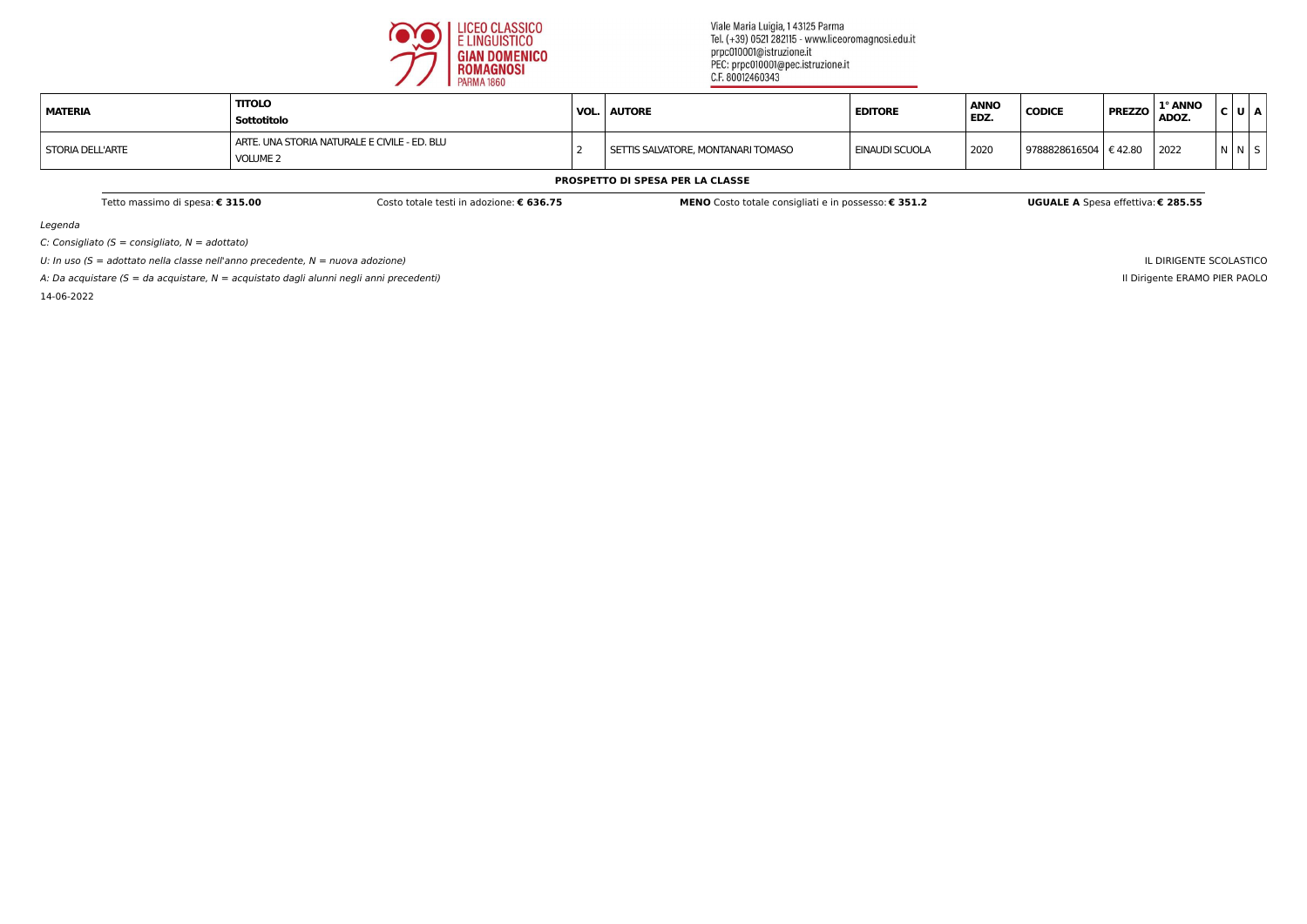Viale Maria Luigia, 1 43125 Parma
Tel. (+39) 0521 282115 - www.liceoromagnosi.edu.it
prpc010001@istruzione.it
PEC: prpc010001@pec.istruzione.it
C.F. 80012460343

| MATERIA | TITOLO Sottotitolo | VOL. | AUTORE | EDITORE | ANNO EDZ. | CODICE | PREZZO | 1° ANNO ADOZ. | C | U | A |
|---|---|---|---|---|---|---|---|---|---|---|---|
| STORIA DELL'ARTE | ARTE. UNA STORIA NATURALE E CIVILE - ED. BLU VOLUME 2 | 2 | SETTIS SALVATORE, MONTANARI TOMASO | EINAUDI SCUOLA | 2020 | 9788828616504 | € 42.80 | 2022 | N | N | S |

**PROSPETTO DI SPESA PER LA CLASSE**

Tetto massimo di spesa: **€ 315.00** Costo totale testi in adozione: **€ 636.75** **MENO** Costo totale consigliati e in possesso: **€ 351.2** **UGUALE A** Spesa effettiva: **€ 285.55**

*Legenda*

*C: Consigliato (S = consigliato, N = adottato)*

*U: In uso (S = adottato nella classe nell'anno precedente, N = nuova adozione)*

*A: Da acquistare (S = da acquistare, N = acquistato dagli alunni negli anni precedenti)*

14-06-2022

IL DIRIGENTE SCOLASTICO

Il Dirigente ERAMO PIER PAOLO